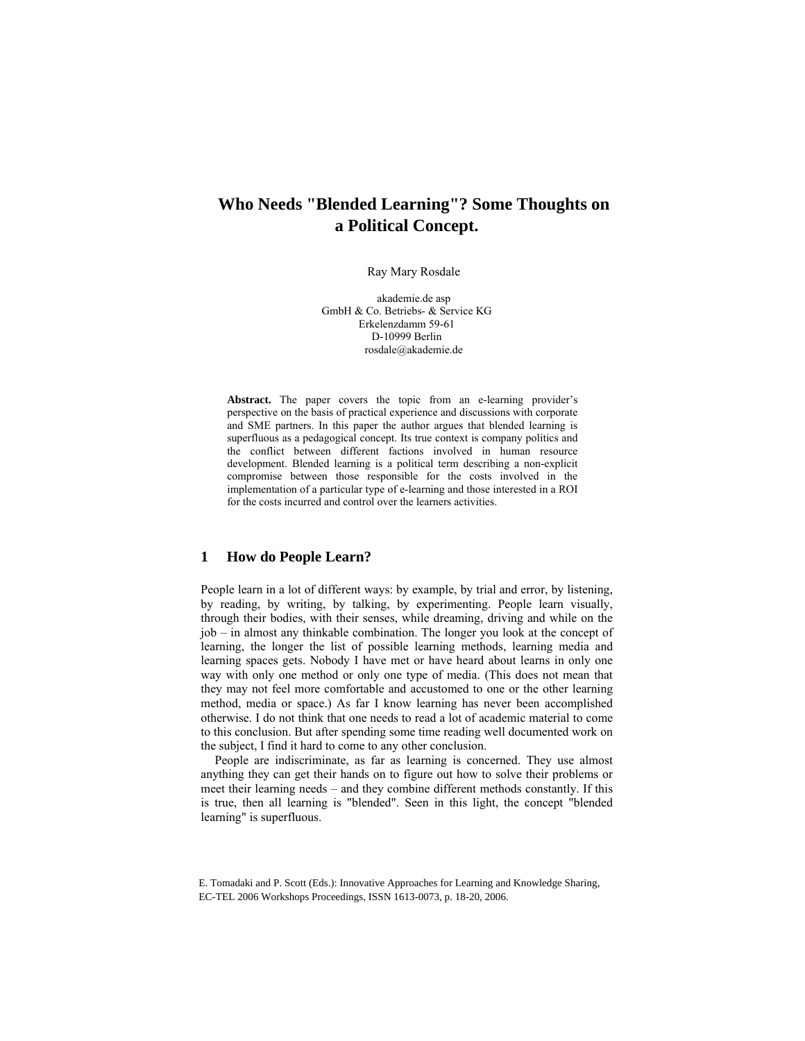# Who Needs "Blended Learning"? Some Thoughts on a Political Concept.

Ray Mary Rosdale

akademie.de asp
GmbH & Co. Betriebs- & Service KG
Erkelenzdamm 59-61
D-10999 Berlin
rosdale@akademie.de

**Abstract.** The paper covers the topic from an e-learning provider's perspective on the basis of practical experience and discussions with corporate and SME partners. In this paper the author argues that blended learning is superfluous as a pedagogical concept. Its true context is company politics and the conflict between different factions involved in human resource development. Blended learning is a political term describing a non-explicit compromise between those responsible for the costs involved in the implementation of a particular type of e-learning and those interested in a ROI for the costs incurred and control over the learners activities.

## 1 How do People Learn?

People learn in a lot of different ways: by example, by trial and error, by listening, by reading, by writing, by talking, by experimenting. People learn visually, through their bodies, with their senses, while dreaming, driving and while on the job – in almost any thinkable combination. The longer you look at the concept of learning, the longer the list of possible learning methods, learning media and learning spaces gets. Nobody I have met or have heard about learns in only one way with only one method or only one type of media. (This does not mean that they may not feel more comfortable and accustomed to one or the other learning method, media or space.) As far I know learning has never been accomplished otherwise. I do not think that one needs to read a lot of academic material to come to this conclusion. But after spending some time reading well documented work on the subject, I find it hard to come to any other conclusion.

People are indiscriminate, as far as learning is concerned. They use almost anything they can get their hands on to figure out how to solve their problems or meet their learning needs – and they combine different methods constantly. If this is true, then all learning is "blended". Seen in this light, the concept "blended learning" is superfluous.

E. Tomadaki and P. Scott (Eds.): Innovative Approaches for Learning and Knowledge Sharing, EC-TEL 2006 Workshops Proceedings, ISSN 1613-0073, p. 18-20, 2006.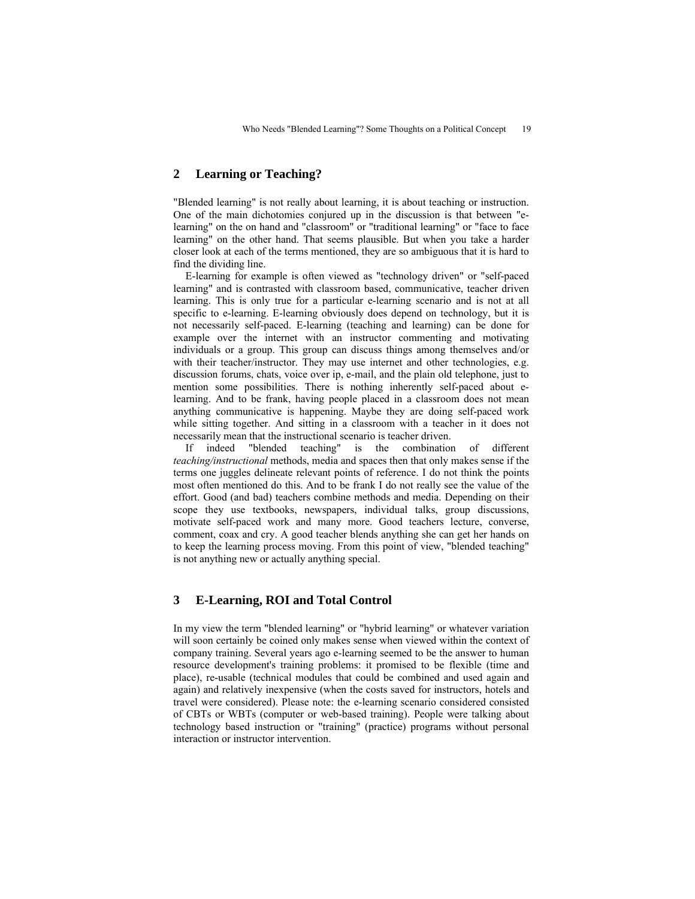## 2 Learning or Teaching?

"Blended learning" is not really about learning, it is about teaching or instruction. One of the main dichotomies conjured up in the discussion is that between "e-learning" on the on hand and "classroom" or "traditional learning" or "face to face learning" on the other hand. That seems plausible. But when you take a harder closer look at each of the terms mentioned, they are so ambiguous that it is hard to find the dividing line.

E-learning for example is often viewed as "technology driven" or "self-paced learning" and is contrasted with classroom based, communicative, teacher driven learning. This is only true for a particular e-learning scenario and is not at all specific to e-learning. E-learning obviously does depend on technology, but it is not necessarily self-paced. E-learning (teaching and learning) can be done for example over the internet with an instructor commenting and motivating individuals or a group. This group can discuss things among themselves and/or with their teacher/instructor. They may use internet and other technologies, e.g. discussion forums, chats, voice over ip, e-mail, and the plain old telephone, just to mention some possibilities. There is nothing inherently self-paced about e-learning. And to be frank, having people placed in a classroom does not mean anything communicative is happening. Maybe they are doing self-paced work while sitting together. And sitting in a classroom with a teacher in it does not necessarily mean that the instructional scenario is teacher driven.

If indeed "blended teaching" is the combination of different *teaching/instructional* methods, media and spaces then that only makes sense if the terms one juggles delineate relevant points of reference. I do not think the points most often mentioned do this. And to be frank I do not really see the value of the effort. Good (and bad) teachers combine methods and media. Depending on their scope they use textbooks, newspapers, individual talks, group discussions, motivate self-paced work and many more. Good teachers lecture, converse, comment, coax and cry. A good teacher blends anything she can get her hands on to keep the learning process moving. From this point of view, "blended teaching" is not anything new or actually anything special.

## 3 E-Learning, ROI and Total Control

In my view the term "blended learning" or "hybrid learning" or whatever variation will soon certainly be coined only makes sense when viewed within the context of company training. Several years ago e-learning seemed to be the answer to human resource development's training problems: it promised to be flexible (time and place), re-usable (technical modules that could be combined and used again and again) and relatively inexpensive (when the costs saved for instructors, hotels and travel were considered). Please note: the e-learning scenario considered consisted of CBTs or WBTs (computer or web-based training). People were talking about technology based instruction or "training" (practice) programs without personal interaction or instructor intervention.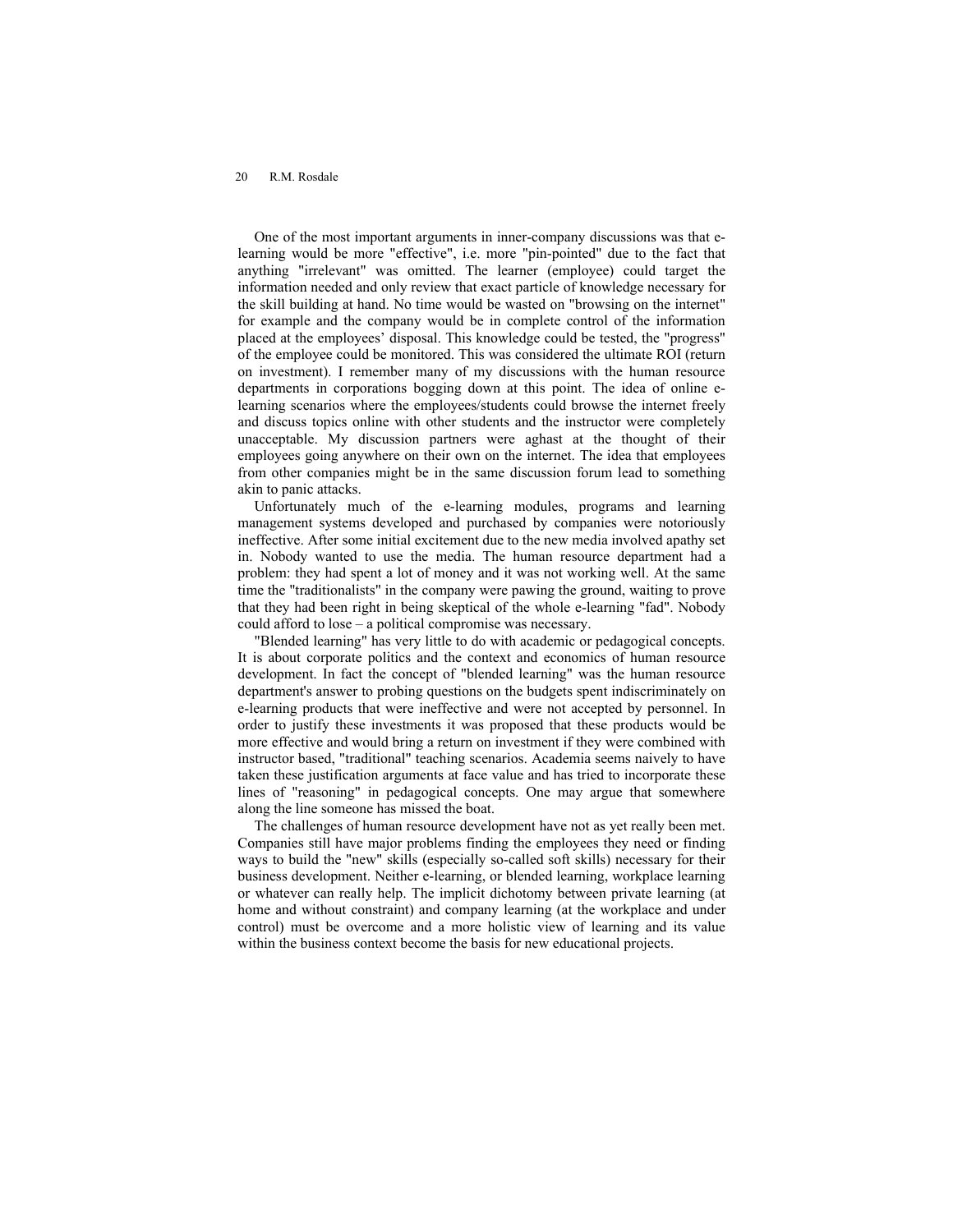One of the most important arguments in inner-company discussions was that e-learning would be more "effective", i.e. more "pin-pointed" due to the fact that anything "irrelevant" was omitted. The learner (employee) could target the information needed and only review that exact particle of knowledge necessary for the skill building at hand. No time would be wasted on "browsing on the internet" for example and the company would be in complete control of the information placed at the employees' disposal. This knowledge could be tested, the "progress" of the employee could be monitored. This was considered the ultimate ROI (return on investment). I remember many of my discussions with the human resource departments in corporations bogging down at this point. The idea of online e-learning scenarios where the employees/students could browse the internet freely and discuss topics online with other students and the instructor were completely unacceptable. My discussion partners were aghast at the thought of their employees going anywhere on their own on the internet. The idea that employees from other companies might be in the same discussion forum lead to something akin to panic attacks.

Unfortunately much of the e-learning modules, programs and learning management systems developed and purchased by companies were notoriously ineffective. After some initial excitement due to the new media involved apathy set in. Nobody wanted to use the media. The human resource department had a problem: they had spent a lot of money and it was not working well. At the same time the "traditionalists" in the company were pawing the ground, waiting to prove that they had been right in being skeptical of the whole e-learning "fad". Nobody could afford to lose – a political compromise was necessary.

"Blended learning" has very little to do with academic or pedagogical concepts. It is about corporate politics and the context and economics of human resource development. In fact the concept of "blended learning" was the human resource department's answer to probing questions on the budgets spent indiscriminately on e-learning products that were ineffective and were not accepted by personnel. In order to justify these investments it was proposed that these products would be more effective and would bring a return on investment if they were combined with instructor based, "traditional" teaching scenarios. Academia seems naively to have taken these justification arguments at face value and has tried to incorporate these lines of "reasoning" in pedagogical concepts. One may argue that somewhere along the line someone has missed the boat.

The challenges of human resource development have not as yet really been met. Companies still have major problems finding the employees they need or finding ways to build the "new" skills (especially so-called soft skills) necessary for their business development. Neither e-learning, or blended learning, workplace learning or whatever can really help. The implicit dichotomy between private learning (at home and without constraint) and company learning (at the workplace and under control) must be overcome and a more holistic view of learning and its value within the business context become the basis for new educational projects.